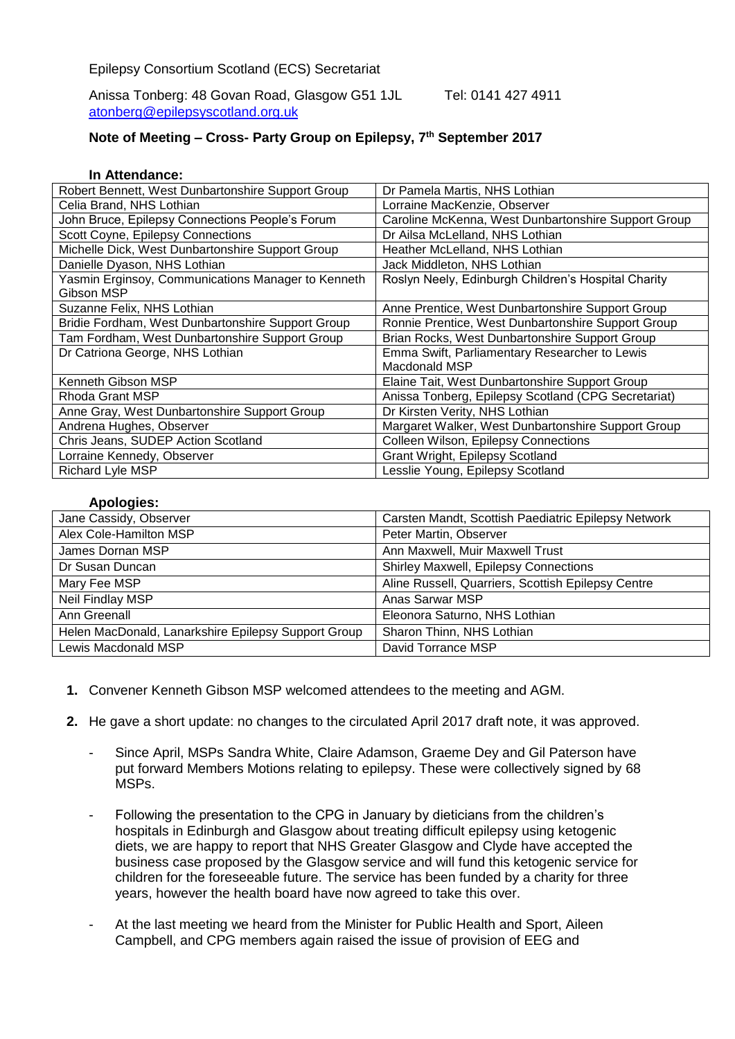Epilepsy Consortium Scotland (ECS) Secretariat

Anissa Tonberg: 48 Govan Road, Glasgow G51 1JL Tel: 0141 427 4911
atonberg@epilepsyscotland.org.uk

## Note of Meeting – Cross- Party Group on Epilepsy, 7th September 2017

**In Attendance:**

| | |
|---|---|
| Robert Bennett, West Dunbartonshire Support Group | Dr Pamela Martis, NHS Lothian |
| Celia Brand, NHS Lothian | Lorraine MacKenzie, Observer |
| John Bruce, Epilepsy Connections People's Forum | Caroline McKenna, West Dunbartonshire Support Group |
| Scott Coyne, Epilepsy Connections | Dr Ailsa McLelland, NHS Lothian |
| Michelle Dick, West Dunbartonshire Support Group | Heather McLelland, NHS Lothian |
| Danielle Dyason, NHS Lothian | Jack Middleton, NHS Lothian |
| Yasmin Erginsoy, Communications Manager to Kenneth Gibson MSP | Roslyn Neely, Edinburgh Children's Hospital Charity |
| Suzanne Felix, NHS Lothian | Anne Prentice, West Dunbartonshire Support Group |
| Bridie Fordham, West Dunbartonshire Support Group | Ronnie Prentice, West Dunbartonshire Support Group |
| Tam Fordham, West Dunbartonshire Support Group | Brian Rocks, West Dunbartonshire Support Group |
| Dr Catriona George, NHS Lothian | Emma Swift, Parliamentary Researcher to Lewis Macdonald MSP |
| Kenneth Gibson MSP | Elaine Tait, West Dunbartonshire Support Group |
| Rhoda Grant MSP | Anissa Tonberg, Epilepsy Scotland (CPG Secretariat) |
| Anne Gray, West Dunbartonshire Support Group | Dr Kirsten Verity, NHS Lothian |
| Andrena Hughes, Observer | Margaret Walker, West Dunbartonshire Support Group |
| Chris Jeans, SUDEP Action Scotland | Colleen Wilson, Epilepsy Connections |
| Lorraine Kennedy, Observer | Grant Wright, Epilepsy Scotland |
| Richard Lyle MSP | Lesslie Young, Epilepsy Scotland |

**Apologies:**

| | |
|---|---|
| Jane Cassidy, Observer | Carsten Mandt, Scottish Paediatric Epilepsy Network |
| Alex Cole-Hamilton MSP | Peter Martin, Observer |
| James Dornan MSP | Ann Maxwell, Muir Maxwell Trust |
| Dr Susan Duncan | Shirley Maxwell, Epilepsy Connections |
| Mary Fee MSP | Aline Russell, Quarriers, Scottish Epilepsy Centre |
| Neil Findlay MSP | Anas Sarwar MSP |
| Ann Greenall | Eleonora Saturno, NHS Lothian |
| Helen MacDonald, Lanarkshire Epilepsy Support Group | Sharon Thinn, NHS Lothian |
| Lewis Macdonald MSP | David Torrance MSP |

1. Convener Kenneth Gibson MSP welcomed attendees to the meeting and AGM.

2. He gave a short update: no changes to the circulated April 2017 draft note, it was approved.

   - Since April, MSPs Sandra White, Claire Adamson, Graeme Dey and Gil Paterson have put forward Members Motions relating to epilepsy. These were collectively signed by 68 MSPs.

   - Following the presentation to the CPG in January by dieticians from the children's hospitals in Edinburgh and Glasgow about treating difficult epilepsy using ketogenic diets, we are happy to report that NHS Greater Glasgow and Clyde have accepted the business case proposed by the Glasgow service and will fund this ketogenic service for children for the foreseeable future. The service has been funded by a charity for three years, however the health board have now agreed to take this over.

   - At the last meeting we heard from the Minister for Public Health and Sport, Aileen Campbell, and CPG members again raised the issue of provision of EEG and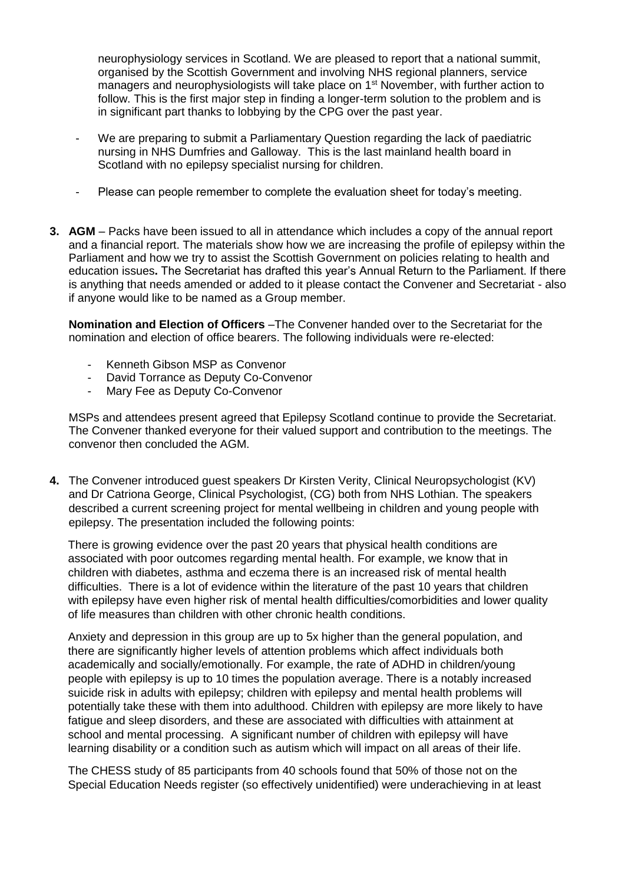neurophysiology services in Scotland. We are pleased to report that a national summit, organised by the Scottish Government and involving NHS regional planners, service managers and neurophysiologists will take place on 1st November, with further action to follow. This is the first major step in finding a longer-term solution to the problem and is in significant part thanks to lobbying by the CPG over the past year.

- We are preparing to submit a Parliamentary Question regarding the lack of paediatric nursing in NHS Dumfries and Galloway. This is the last mainland health board in Scotland with no epilepsy specialist nursing for children.

- Please can people remember to complete the evaluation sheet for today's meeting.

**3. AGM** – Packs have been issued to all in attendance which includes a copy of the annual report and a financial report. The materials show how we are increasing the profile of epilepsy within the Parliament and how we try to assist the Scottish Government on policies relating to health and education issues**.** The Secretariat has drafted this year's Annual Return to the Parliament. If there is anything that needs amended or added to it please contact the Convener and Secretariat - also if anyone would like to be named as a Group member.

**Nomination and Election of Officers** –The Convener handed over to the Secretariat for the nomination and election of office bearers. The following individuals were re-elected:

- Kenneth Gibson MSP as Convenor
- David Torrance as Deputy Co-Convenor
- Mary Fee as Deputy Co-Convenor

MSPs and attendees present agreed that Epilepsy Scotland continue to provide the Secretariat. The Convener thanked everyone for their valued support and contribution to the meetings. The convenor then concluded the AGM.

**4.** The Convener introduced guest speakers Dr Kirsten Verity, Clinical Neuropsychologist (KV) and Dr Catriona George, Clinical Psychologist, (CG) both from NHS Lothian. The speakers described a current screening project for mental wellbeing in children and young people with epilepsy. The presentation included the following points:

There is growing evidence over the past 20 years that physical health conditions are associated with poor outcomes regarding mental health. For example, we know that in children with diabetes, asthma and eczema there is an increased risk of mental health difficulties. There is a lot of evidence within the literature of the past 10 years that children with epilepsy have even higher risk of mental health difficulties/comorbidities and lower quality of life measures than children with other chronic health conditions.

Anxiety and depression in this group are up to 5x higher than the general population, and there are significantly higher levels of attention problems which affect individuals both academically and socially/emotionally. For example, the rate of ADHD in children/young people with epilepsy is up to 10 times the population average. There is a notably increased suicide risk in adults with epilepsy; children with epilepsy and mental health problems will potentially take these with them into adulthood. Children with epilepsy are more likely to have fatigue and sleep disorders, and these are associated with difficulties with attainment at school and mental processing. A significant number of children with epilepsy will have learning disability or a condition such as autism which will impact on all areas of their life.

The CHESS study of 85 participants from 40 schools found that 50% of those not on the Special Education Needs register (so effectively unidentified) were underachieving in at least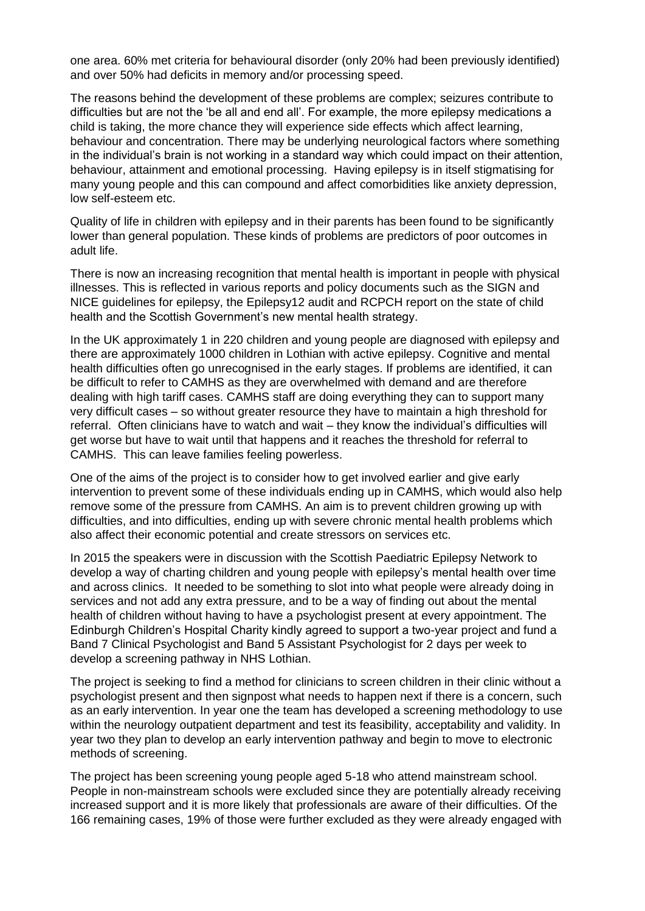one area. 60% met criteria for behavioural disorder (only 20% had been previously identified) and over 50% had deficits in memory and/or processing speed.

The reasons behind the development of these problems are complex; seizures contribute to difficulties but are not the 'be all and end all'. For example, the more epilepsy medications a child is taking, the more chance they will experience side effects which affect learning, behaviour and concentration. There may be underlying neurological factors where something in the individual's brain is not working in a standard way which could impact on their attention, behaviour, attainment and emotional processing. Having epilepsy is in itself stigmatising for many young people and this can compound and affect comorbidities like anxiety depression, low self-esteem etc.

Quality of life in children with epilepsy and in their parents has been found to be significantly lower than general population. These kinds of problems are predictors of poor outcomes in adult life.

There is now an increasing recognition that mental health is important in people with physical illnesses. This is reflected in various reports and policy documents such as the SIGN and NICE guidelines for epilepsy, the Epilepsy12 audit and RCPCH report on the state of child health and the Scottish Government's new mental health strategy.

In the UK approximately 1 in 220 children and young people are diagnosed with epilepsy and there are approximately 1000 children in Lothian with active epilepsy. Cognitive and mental health difficulties often go unrecognised in the early stages. If problems are identified, it can be difficult to refer to CAMHS as they are overwhelmed with demand and are therefore dealing with high tariff cases. CAMHS staff are doing everything they can to support many very difficult cases – so without greater resource they have to maintain a high threshold for referral. Often clinicians have to watch and wait – they know the individual's difficulties will get worse but have to wait until that happens and it reaches the threshold for referral to CAMHS. This can leave families feeling powerless.

One of the aims of the project is to consider how to get involved earlier and give early intervention to prevent some of these individuals ending up in CAMHS, which would also help remove some of the pressure from CAMHS. An aim is to prevent children growing up with difficulties, and into difficulties, ending up with severe chronic mental health problems which also affect their economic potential and create stressors on services etc.

In 2015 the speakers were in discussion with the Scottish Paediatric Epilepsy Network to develop a way of charting children and young people with epilepsy's mental health over time and across clinics. It needed to be something to slot into what people were already doing in services and not add any extra pressure, and to be a way of finding out about the mental health of children without having to have a psychologist present at every appointment. The Edinburgh Children's Hospital Charity kindly agreed to support a two-year project and fund a Band 7 Clinical Psychologist and Band 5 Assistant Psychologist for 2 days per week to develop a screening pathway in NHS Lothian.

The project is seeking to find a method for clinicians to screen children in their clinic without a psychologist present and then signpost what needs to happen next if there is a concern, such as an early intervention. In year one the team has developed a screening methodology to use within the neurology outpatient department and test its feasibility, acceptability and validity. In year two they plan to develop an early intervention pathway and begin to move to electronic methods of screening.

The project has been screening young people aged 5-18 who attend mainstream school. People in non-mainstream schools were excluded since they are potentially already receiving increased support and it is more likely that professionals are aware of their difficulties. Of the 166 remaining cases, 19% of those were further excluded as they were already engaged with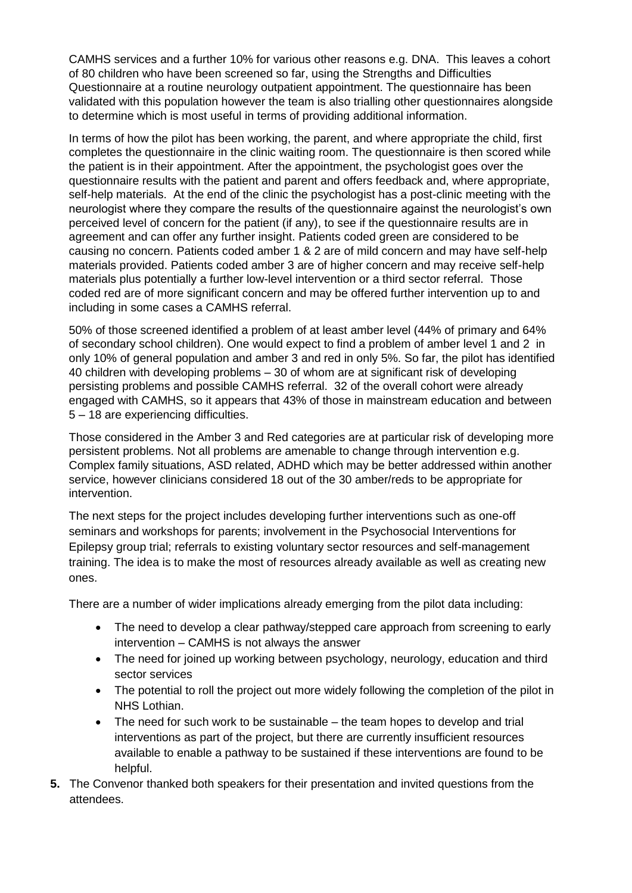CAMHS services and a further 10% for various other reasons e.g. DNA. This leaves a cohort of 80 children who have been screened so far, using the Strengths and Difficulties Questionnaire at a routine neurology outpatient appointment. The questionnaire has been validated with this population however the team is also trialling other questionnaires alongside to determine which is most useful in terms of providing additional information.

In terms of how the pilot has been working, the parent, and where appropriate the child, first completes the questionnaire in the clinic waiting room. The questionnaire is then scored while the patient is in their appointment. After the appointment, the psychologist goes over the questionnaire results with the patient and parent and offers feedback and, where appropriate, self-help materials. At the end of the clinic the psychologist has a post-clinic meeting with the neurologist where they compare the results of the questionnaire against the neurologist's own perceived level of concern for the patient (if any), to see if the questionnaire results are in agreement and can offer any further insight. Patients coded green are considered to be causing no concern. Patients coded amber 1 & 2 are of mild concern and may have self-help materials provided. Patients coded amber 3 are of higher concern and may receive self-help materials plus potentially a further low-level intervention or a third sector referral. Those coded red are of more significant concern and may be offered further intervention up to and including in some cases a CAMHS referral.

50% of those screened identified a problem of at least amber level (44% of primary and 64% of secondary school children). One would expect to find a problem of amber level 1 and 2 in only 10% of general population and amber 3 and red in only 5%. So far, the pilot has identified 40 children with developing problems – 30 of whom are at significant risk of developing persisting problems and possible CAMHS referral. 32 of the overall cohort were already engaged with CAMHS, so it appears that 43% of those in mainstream education and between 5 – 18 are experiencing difficulties.

Those considered in the Amber 3 and Red categories are at particular risk of developing more persistent problems. Not all problems are amenable to change through intervention e.g. Complex family situations, ASD related, ADHD which may be better addressed within another service, however clinicians considered 18 out of the 30 amber/reds to be appropriate for intervention.

The next steps for the project includes developing further interventions such as one-off seminars and workshops for parents; involvement in the Psychosocial Interventions for Epilepsy group trial; referrals to existing voluntary sector resources and self-management training. The idea is to make the most of resources already available as well as creating new ones.

There are a number of wider implications already emerging from the pilot data including:

- The need to develop a clear pathway/stepped care approach from screening to early intervention – CAMHS is not always the answer
- The need for joined up working between psychology, neurology, education and third sector services
- The potential to roll the project out more widely following the completion of the pilot in NHS Lothian.
- The need for such work to be sustainable – the team hopes to develop and trial interventions as part of the project, but there are currently insufficient resources available to enable a pathway to be sustained if these interventions are found to be helpful.

**5.** The Convenor thanked both speakers for their presentation and invited questions from the attendees.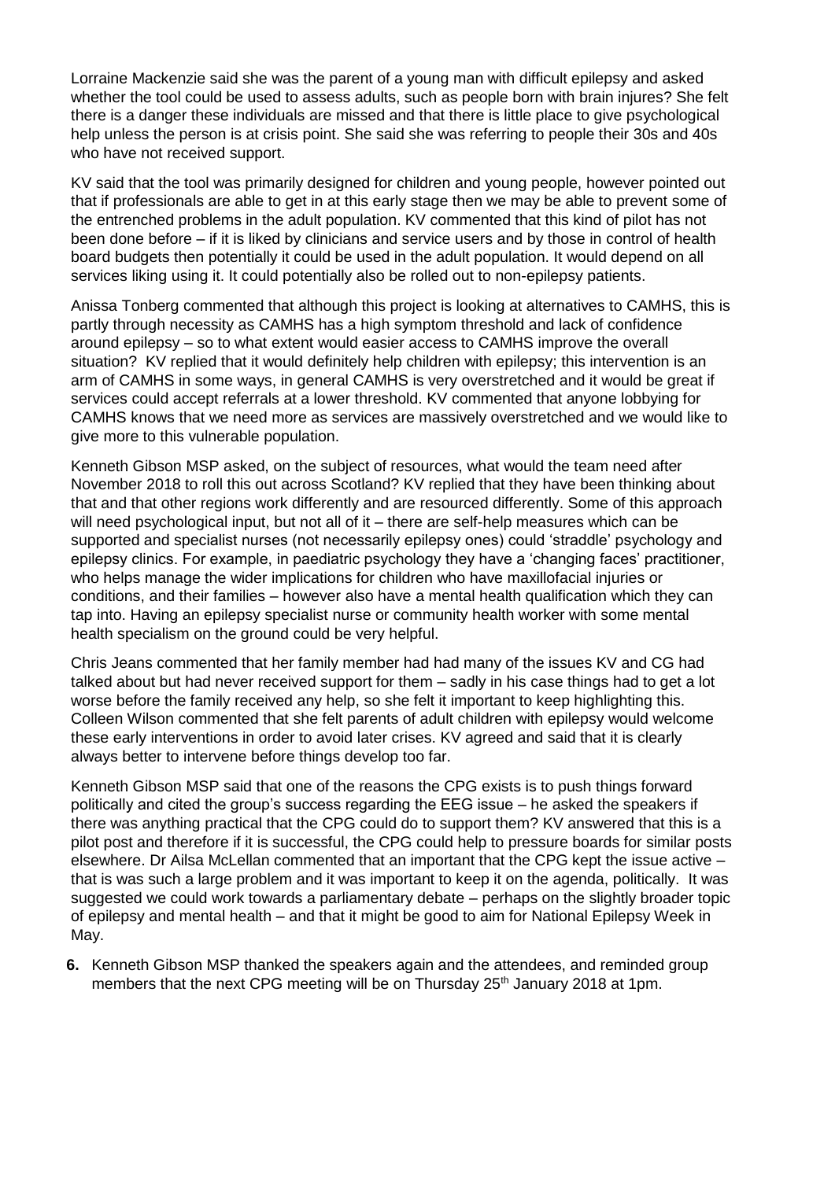Lorraine Mackenzie said she was the parent of a young man with difficult epilepsy and asked whether the tool could be used to assess adults, such as people born with brain injures? She felt there is a danger these individuals are missed and that there is little place to give psychological help unless the person is at crisis point. She said she was referring to people their 30s and 40s who have not received support.

KV said that the tool was primarily designed for children and young people, however pointed out that if professionals are able to get in at this early stage then we may be able to prevent some of the entrenched problems in the adult population. KV commented that this kind of pilot has not been done before – if it is liked by clinicians and service users and by those in control of health board budgets then potentially it could be used in the adult population. It would depend on all services liking using it. It could potentially also be rolled out to non-epilepsy patients.

Anissa Tonberg commented that although this project is looking at alternatives to CAMHS, this is partly through necessity as CAMHS has a high symptom threshold and lack of confidence around epilepsy – so to what extent would easier access to CAMHS improve the overall situation? KV replied that it would definitely help children with epilepsy; this intervention is an arm of CAMHS in some ways, in general CAMHS is very overstretched and it would be great if services could accept referrals at a lower threshold. KV commented that anyone lobbying for CAMHS knows that we need more as services are massively overstretched and we would like to give more to this vulnerable population.

Kenneth Gibson MSP asked, on the subject of resources, what would the team need after November 2018 to roll this out across Scotland? KV replied that they have been thinking about that and that other regions work differently and are resourced differently. Some of this approach will need psychological input, but not all of it – there are self-help measures which can be supported and specialist nurses (not necessarily epilepsy ones) could 'straddle' psychology and epilepsy clinics. For example, in paediatric psychology they have a 'changing faces' practitioner, who helps manage the wider implications for children who have maxillofacial injuries or conditions, and their families – however also have a mental health qualification which they can tap into. Having an epilepsy specialist nurse or community health worker with some mental health specialism on the ground could be very helpful.

Chris Jeans commented that her family member had had many of the issues KV and CG had talked about but had never received support for them – sadly in his case things had to get a lot worse before the family received any help, so she felt it important to keep highlighting this. Colleen Wilson commented that she felt parents of adult children with epilepsy would welcome these early interventions in order to avoid later crises. KV agreed and said that it is clearly always better to intervene before things develop too far.

Kenneth Gibson MSP said that one of the reasons the CPG exists is to push things forward politically and cited the group's success regarding the EEG issue – he asked the speakers if there was anything practical that the CPG could do to support them? KV answered that this is a pilot post and therefore if it is successful, the CPG could help to pressure boards for similar posts elsewhere. Dr Ailsa McLellan commented that an important that the CPG kept the issue active – that is was such a large problem and it was important to keep it on the agenda, politically. It was suggested we could work towards a parliamentary debate – perhaps on the slightly broader topic of epilepsy and mental health – and that it might be good to aim for National Epilepsy Week in May.

**6.** Kenneth Gibson MSP thanked the speakers again and the attendees, and reminded group members that the next CPG meeting will be on Thursday 25th January 2018 at 1pm.